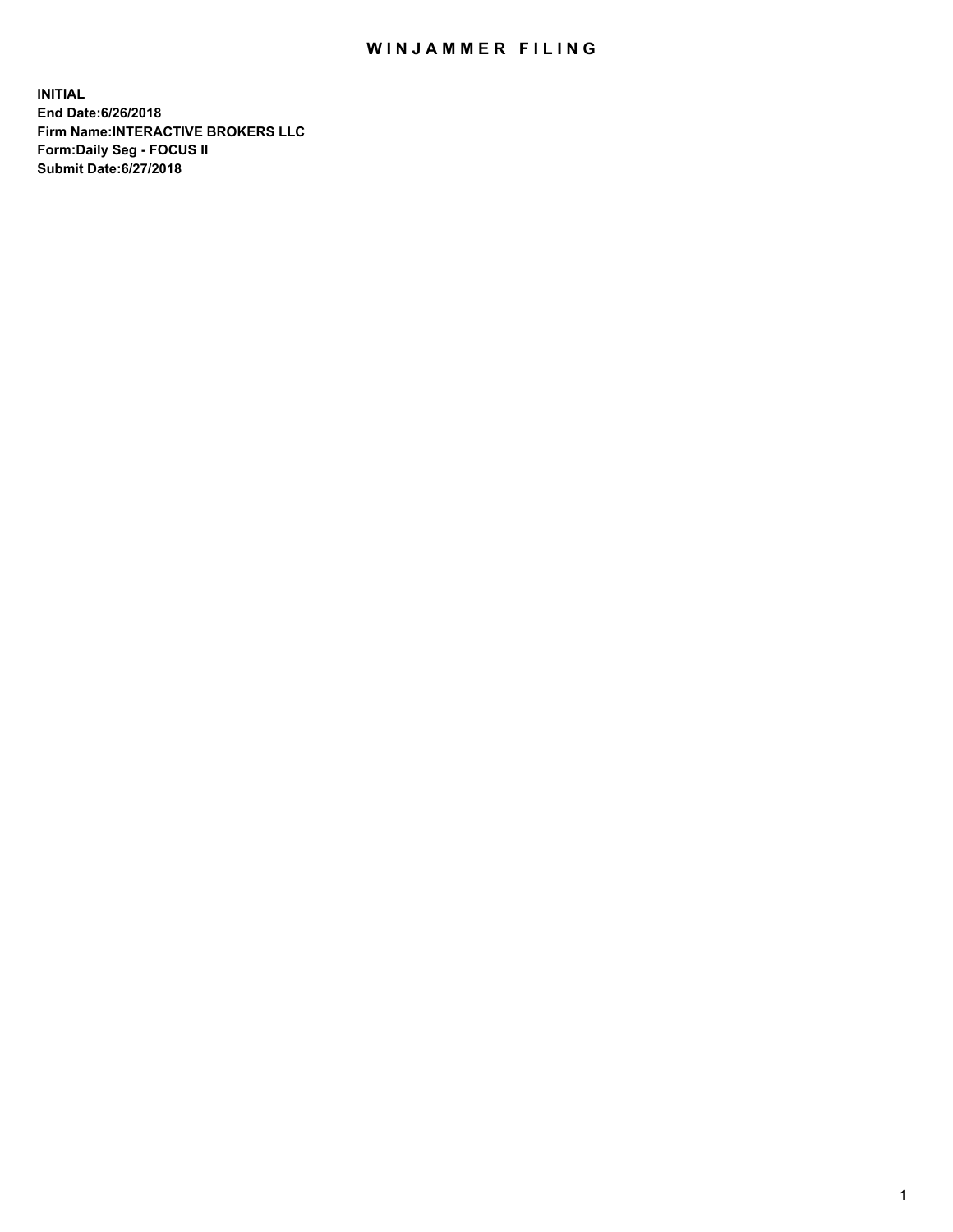# WINJAMMER FILING

**INITIAL**
**End Date:6/26/2018**
**Firm Name:INTERACTIVE BROKERS LLC**
**Form:Daily Seg - FOCUS II**
**Submit Date:6/27/2018**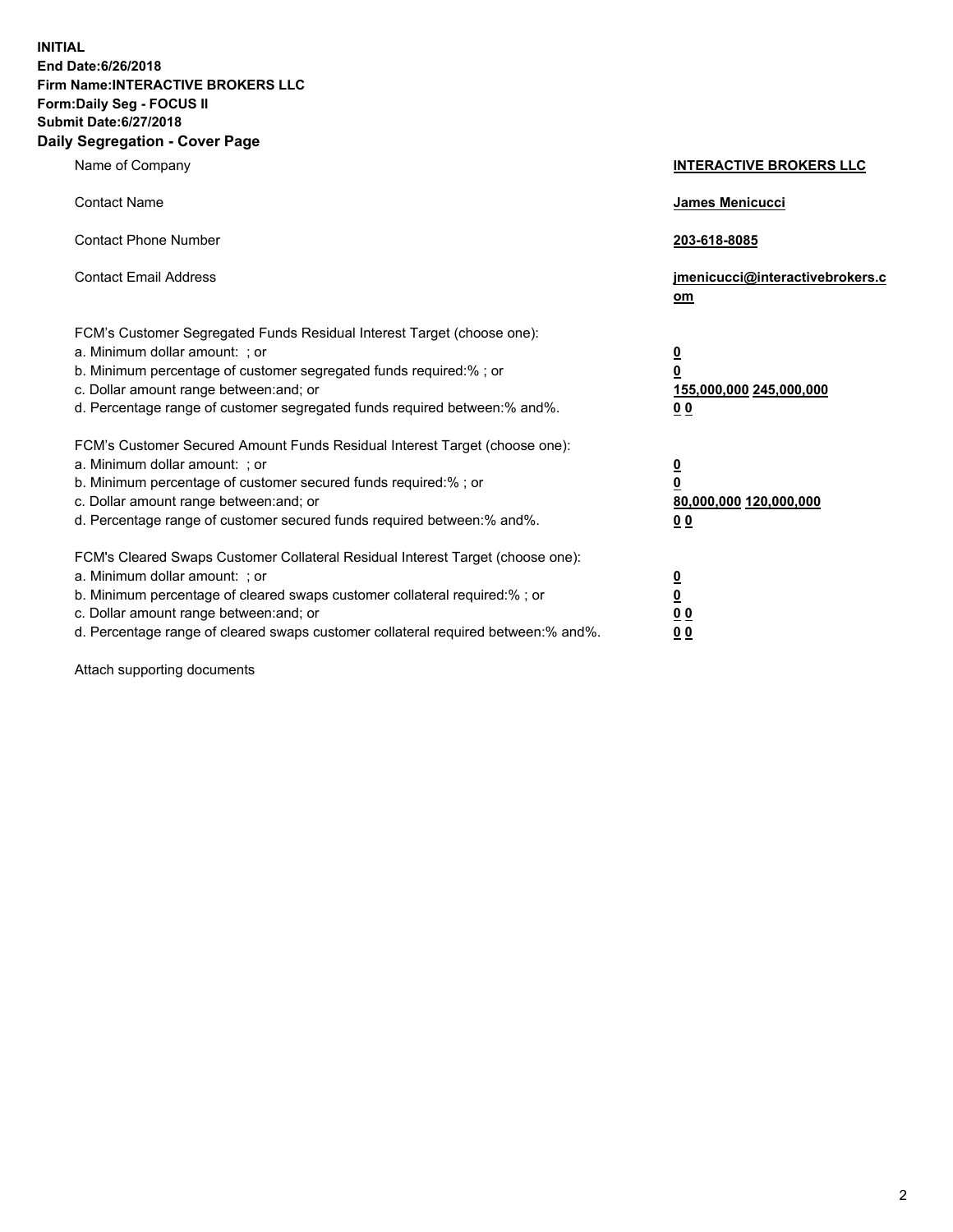**INITIAL**
**End Date:6/26/2018**
**Firm Name:INTERACTIVE BROKERS LLC**
**Form:Daily Seg - FOCUS II**
**Submit Date:6/27/2018**
**Daily Segregation - Cover Page**

| | |
|---|---|
| Name of Company | **INTERACTIVE BROKERS LLC** |
| Contact Name | **James Menicucci** |
| Contact Phone Number | **203-618-8085** |
| Contact Email Address | **jmenicucci@interactivebrokers.com** |
| FCM's Customer Segregated Funds Residual Interest Target (choose one): | |
| a. Minimum dollar amount: ; or | **0** |
| b. Minimum percentage of customer segregated funds required:% ; or | **0** |
| c. Dollar amount range between:and; or | **155,000,000 245,000,000** |
| d. Percentage range of customer segregated funds required between:% and%. | **0 0** |
| FCM's Customer Secured Amount Funds Residual Interest Target (choose one): | |
| a. Minimum dollar amount: ; or | **0** |
| b. Minimum percentage of customer secured funds required:% ; or | **0** |
| c. Dollar amount range between:and; or | **80,000,000 120,000,000** |
| d. Percentage range of customer secured funds required between:% and%. | **0 0** |
| FCM's Cleared Swaps Customer Collateral Residual Interest Target (choose one): | |
| a. Minimum dollar amount: ; or | **0** |
| b. Minimum percentage of cleared swaps customer collateral required:% ; or | **0** |
| c. Dollar amount range between:and; or | **0 0** |
| d. Percentage range of cleared swaps customer collateral required between:% and%. | **0 0** |

Attach supporting documents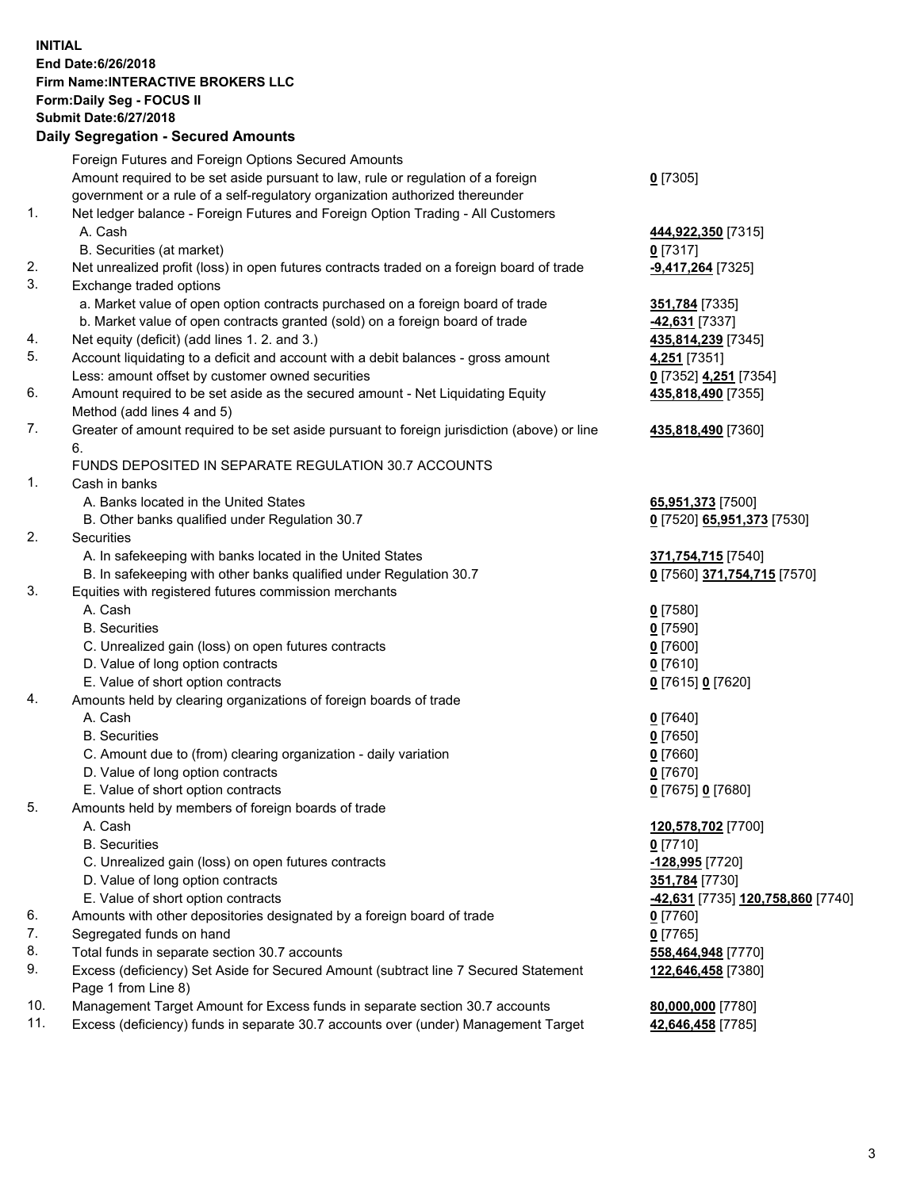**INITIAL**
**End Date:6/26/2018**
**Firm Name:INTERACTIVE BROKERS LLC**
**Form:Daily Seg - FOCUS II**
**Submit Date:6/27/2018**
**Daily Segregation - Secured Amounts**

| | | |
|---|---|---|
| | Foreign Futures and Foreign Options Secured Amounts | |
| | Amount required to be set aside pursuant to law, rule or regulation of a foreign government or a rule of a self-regulatory organization authorized thereunder | **0** [7305] |
| 1. | Net ledger balance - Foreign Futures and Foreign Option Trading - All Customers | |
| | A. Cash | **444,922,350** [7315] |
| | B. Securities (at market) | **0** [7317] |
| 2. | Net unrealized profit (loss) in open futures contracts traded on a foreign board of trade | **-9,417,264** [7325] |
| 3. | Exchange traded options | |
| | a. Market value of open option contracts purchased on a foreign board of trade | **351,784** [7335] |
| | b. Market value of open contracts granted (sold) on a foreign board of trade | **-42,631** [7337] |
| 4. | Net equity (deficit) (add lines 1. 2. and 3.) | **435,814,239** [7345] |
| 5. | Account liquidating to a deficit and account with a debit balances - gross amount | **4,251** [7351] |
| | Less: amount offset by customer owned securities | **0** [7352] **4,251** [7354] |
| 6. | Amount required to be set aside as the secured amount - Net Liquidating Equity Method (add lines 4 and 5) | **435,818,490** [7355] |
| 7. | Greater of amount required to be set aside pursuant to foreign jurisdiction (above) or line 6. | **435,818,490** [7360] |
| | FUNDS DEPOSITED IN SEPARATE REGULATION 30.7 ACCOUNTS | |
| 1. | Cash in banks | |
| | A. Banks located in the United States | **65,951,373** [7500] |
| | B. Other banks qualified under Regulation 30.7 | **0** [7520] **65,951,373** [7530] |
| 2. | Securities | |
| | A. In safekeeping with banks located in the United States | **371,754,715** [7540] |
| | B. In safekeeping with other banks qualified under Regulation 30.7 | **0** [7560] **371,754,715** [7570] |
| 3. | Equities with registered futures commission merchants | |
| | A. Cash | **0** [7580] |
| | B. Securities | **0** [7590] |
| | C. Unrealized gain (loss) on open futures contracts | **0** [7600] |
| | D. Value of long option contracts | **0** [7610] |
| | E. Value of short option contracts | **0** [7615] **0** [7620] |
| 4. | Amounts held by clearing organizations of foreign boards of trade | |
| | A. Cash | **0** [7640] |
| | B. Securities | **0** [7650] |
| | C. Amount due to (from) clearing organization - daily variation | **0** [7660] |
| | D. Value of long option contracts | **0** [7670] |
| | E. Value of short option contracts | **0** [7675] **0** [7680] |
| 5. | Amounts held by members of foreign boards of trade | |
| | A. Cash | **120,578,702** [7700] |
| | B. Securities | **0** [7710] |
| | C. Unrealized gain (loss) on open futures contracts | **-128,995** [7720] |
| | D. Value of long option contracts | **351,784** [7730] |
| | E. Value of short option contracts | **-42,631** [7735] **120,758,860** [7740] |
| 6. | Amounts with other depositories designated by a foreign board of trade | **0** [7760] |
| 7. | Segregated funds on hand | **0** [7765] |
| 8. | Total funds in separate section 30.7 accounts | **558,464,948** [7770] |
| 9. | Excess (deficiency) Set Aside for Secured Amount (subtract line 7 Secured Statement Page 1 from Line 8) | **122,646,458** [7380] |
| 10. | Management Target Amount for Excess funds in separate section 30.7 accounts | **80,000,000** [7780] |
| 11. | Excess (deficiency) funds in separate 30.7 accounts over (under) Management Target | **42,646,458** [7785] |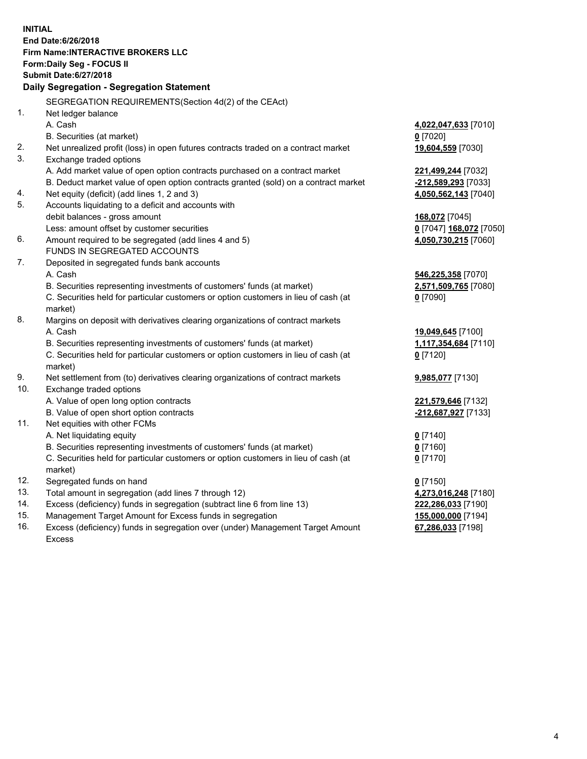**INITIAL**
**End Date:6/26/2018**
**Firm Name:INTERACTIVE BROKERS LLC**
**Form:Daily Seg - FOCUS II**
**Submit Date:6/27/2018**

**Daily Segregation - Segregation Statement**

SEGREGATION REQUIREMENTS(Section 4d(2) of the CEAct)

| | | |
|---|---|---|
| 1. | Net ledger balance | |
| | A. Cash | **4,022,047,633** [7010] |
| | B. Securities (at market) | **0** [7020] |
| 2. | Net unrealized profit (loss) in open futures contracts traded on a contract market | **19,604,559** [7030] |
| 3. | Exchange traded options | |
| | A. Add market value of open option contracts purchased on a contract market | **221,499,244** [7032] |
| | B. Deduct market value of open option contracts granted (sold) on a contract market | **-212,589,293** [7033] |
| 4. | Net equity (deficit) (add lines 1, 2 and 3) | **4,050,562,143** [7040] |
| 5. | Accounts liquidating to a deficit and accounts with | |
| | debit balances - gross amount | **168,072** [7045] |
| | Less: amount offset by customer securities | **0** [7047] **168,072** [7050] |
| 6. | Amount required to be segregated (add lines 4 and 5) | **4,050,730,215** [7060] |
| | FUNDS IN SEGREGATED ACCOUNTS | |
| 7. | Deposited in segregated funds bank accounts | |
| | A. Cash | **546,225,358** [7070] |
| | B. Securities representing investments of customers' funds (at market) | **2,571,509,765** [7080] |
| | C. Securities held for particular customers or option customers in lieu of cash (at market) | **0** [7090] |
| 8. | Margins on deposit with derivatives clearing organizations of contract markets | |
| | A. Cash | **19,049,645** [7100] |
| | B. Securities representing investments of customers' funds (at market) | **1,117,354,684** [7110] |
| | C. Securities held for particular customers or option customers in lieu of cash (at market) | **0** [7120] |
| 9. | Net settlement from (to) derivatives clearing organizations of contract markets | **9,985,077** [7130] |
| 10. | Exchange traded options | |
| | A. Value of open long option contracts | **221,579,646** [7132] |
| | B. Value of open short option contracts | **-212,687,927** [7133] |
| 11. | Net equities with other FCMs | |
| | A. Net liquidating equity | **0** [7140] |
| | B. Securities representing investments of customers' funds (at market) | **0** [7160] |
| | C. Securities held for particular customers or option customers in lieu of cash (at market) | **0** [7170] |
| 12. | Segregated funds on hand | **0** [7150] |
| 13. | Total amount in segregation (add lines 7 through 12) | **4,273,016,248** [7180] |
| 14. | Excess (deficiency) funds in segregation (subtract line 6 from line 13) | **222,286,033** [7190] |
| 15. | Management Target Amount for Excess funds in segregation | **155,000,000** [7194] |
| 16. | Excess (deficiency) funds in segregation over (under) Management Target Amount Excess | **67,286,033** [7198] |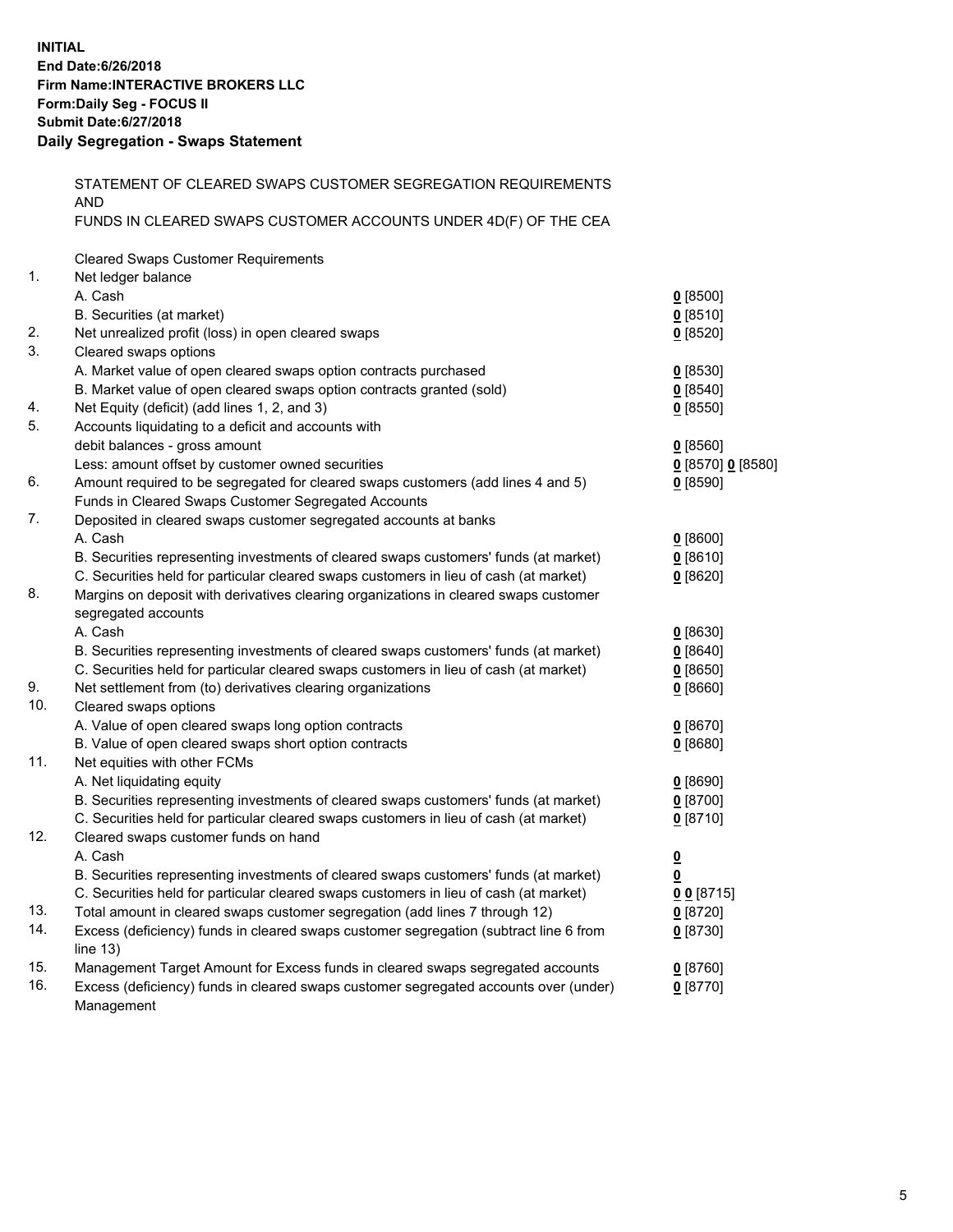**INITIAL**
**End Date:6/26/2018**
**Firm Name:INTERACTIVE BROKERS LLC**
**Form:Daily Seg - FOCUS II**
**Submit Date:6/27/2018**
**Daily Segregation - Swaps Statement**

STATEMENT OF CLEARED SWAPS CUSTOMER SEGREGATION REQUIREMENTS
AND
FUNDS IN CLEARED SWAPS CUSTOMER ACCOUNTS UNDER 4D(F) OF THE CEA

| | | |
|---|---|---|
| | Cleared Swaps Customer Requirements | |
| 1. | Net ledger balance | |
| | A. Cash | 0 [8500] |
| | B. Securities (at market) | 0 [8510] |
| 2. | Net unrealized profit (loss) in open cleared swaps | 0 [8520] |
| 3. | Cleared swaps options | |
| | A. Market value of open cleared swaps option contracts purchased | 0 [8530] |
| | B. Market value of open cleared swaps option contracts granted (sold) | 0 [8540] |
| 4. | Net Equity (deficit) (add lines 1, 2, and 3) | 0 [8550] |
| 5. | Accounts liquidating to a deficit and accounts with debit balances - gross amount | 0 [8560] |
| | Less: amount offset by customer owned securities | 0 [8570] 0 [8580] |
| 6. | Amount required to be segregated for cleared swaps customers (add lines 4 and 5) | 0 [8590] |
| | Funds in Cleared Swaps Customer Segregated Accounts | |
| 7. | Deposited in cleared swaps customer segregated accounts at banks | |
| | A. Cash | 0 [8600] |
| | B. Securities representing investments of cleared swaps customers' funds (at market) | 0 [8610] |
| | C. Securities held for particular cleared swaps customers in lieu of cash (at market) | 0 [8620] |
| 8. | Margins on deposit with derivatives clearing organizations in cleared swaps customer segregated accounts | |
| | A. Cash | 0 [8630] |
| | B. Securities representing investments of cleared swaps customers' funds (at market) | 0 [8640] |
| | C. Securities held for particular cleared swaps customers in lieu of cash (at market) | 0 [8650] |
| 9. | Net settlement from (to) derivatives clearing organizations | 0 [8660] |
| 10. | Cleared swaps options | |
| | A. Value of open cleared swaps long option contracts | 0 [8670] |
| | B. Value of open cleared swaps short option contracts | 0 [8680] |
| 11. | Net equities with other FCMs | |
| | A. Net liquidating equity | 0 [8690] |
| | B. Securities representing investments of cleared swaps customers' funds (at market) | 0 [8700] |
| | C. Securities held for particular cleared swaps customers in lieu of cash (at market) | 0 [8710] |
| 12. | Cleared swaps customer funds on hand | |
| | A. Cash | 0 |
| | B. Securities representing investments of cleared swaps customers' funds (at market) | 0 |
| | C. Securities held for particular cleared swaps customers in lieu of cash (at market) | 0 0 [8715] |
| 13. | Total amount in cleared swaps customer segregation (add lines 7 through 12) | 0 [8720] |
| 14. | Excess (deficiency) funds in cleared swaps customer segregation (subtract line 6 from line 13) | 0 [8730] |
| 15. | Management Target Amount for Excess funds in cleared swaps segregated accounts | 0 [8760] |
| 16. | Excess (deficiency) funds in cleared swaps customer segregated accounts over (under) Management | 0 [8770] |